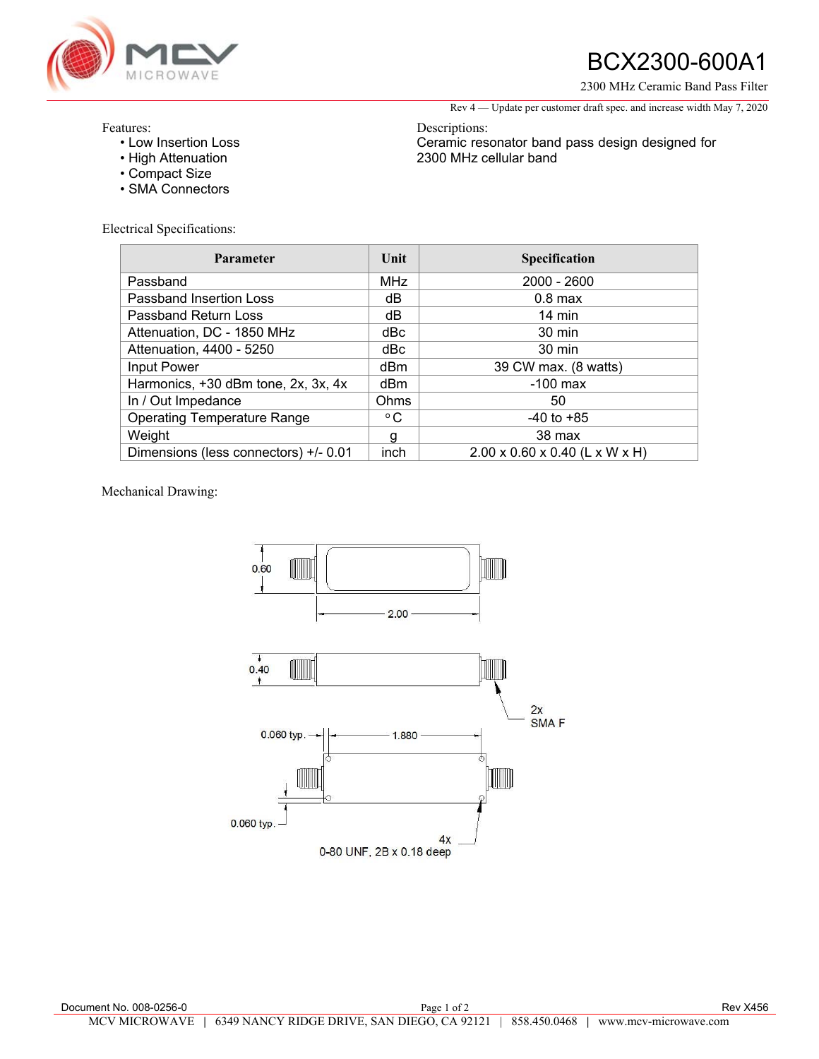# BCX2300-600A1

2300 MHz Ceramic Band Pass Filter

Rev 4 — Update per customer draft spec. and increase width May 7, 2020

Features:
- Low Insertion Loss
- High Attenuation
- Compact Size
- SMA Connectors

Descriptions:
Ceramic resonator band pass design designed for 2300 MHz cellular band

Electrical Specifications:

| Parameter | Unit | Specification |
|---|---|---|
| Passband | MHz | 2000 - 2600 |
| Passband Insertion Loss | dB | 0.8 max |
| Passband Return Loss | dB | 14 min |
| Attenuation, DC - 1850 MHz | dBc | 30 min |
| Attenuation, 4400 - 5250 | dBc | 30 min |
| Input Power | dBm | 39 CW max. (8 watts) |
| Harmonics, +30 dBm tone, 2x, 3x, 4x | dBm | -100 max |
| In / Out Impedance | Ohms | 50 |
| Operating Temperature Range | °C | -40 to +85 |
| Weight | g | 38 max |
| Dimensions (less connectors) +/- 0.01 | inch | 2.00 x 0.60 x 0.40 (L x W x H) |

Mechanical Drawing:

0.60

2.00

0.40

2x
SMA F

0.060 typ.

1.880

0.060 typ.

4x
0-80 UNF, 2B x 0.18 deep

Document No. 008-0256-0

Rev X456

MCV MICROWAVE | 6349 NANCY RIDGE DRIVE, SAN DIEGO, CA 92121 | 858.450.0468 | www.mcv-microwave.com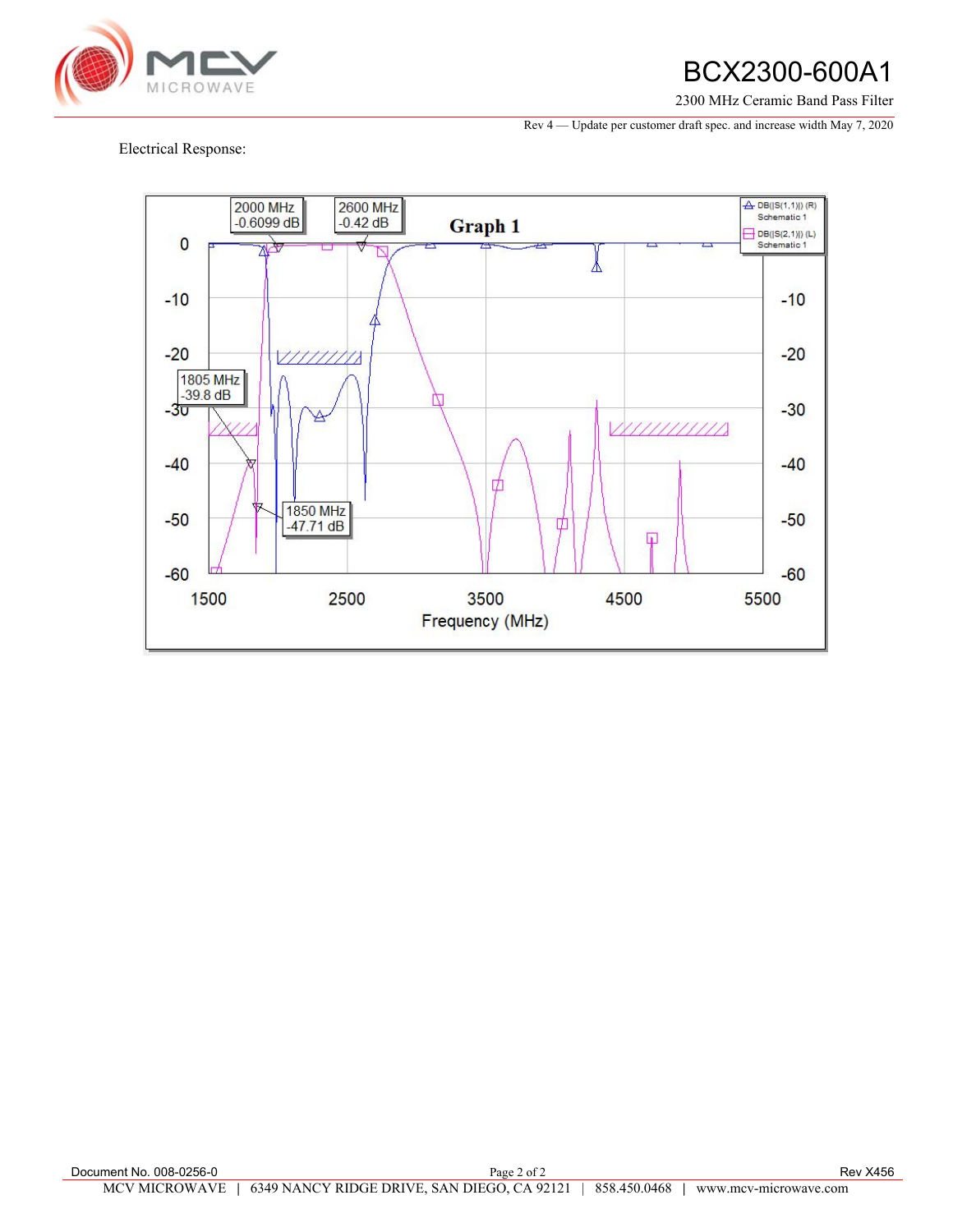Electrical Response:

Graph 1

2000 MHz
-0.6099 dB

2600 MHz
-0.42 dB

1805 MHz
-39.8 dB

1850 MHz
-47.71 dB

DB(|S(1,1)|) (R)
Schematic 1

DB(|S(2,1)|) (L)
Schematic 1

0
-10
-20
-30
-40
-50
-60

1500
2500
3500
4500
5500

Frequency (MHz)

Document No. 008-0256-0

Rev X456